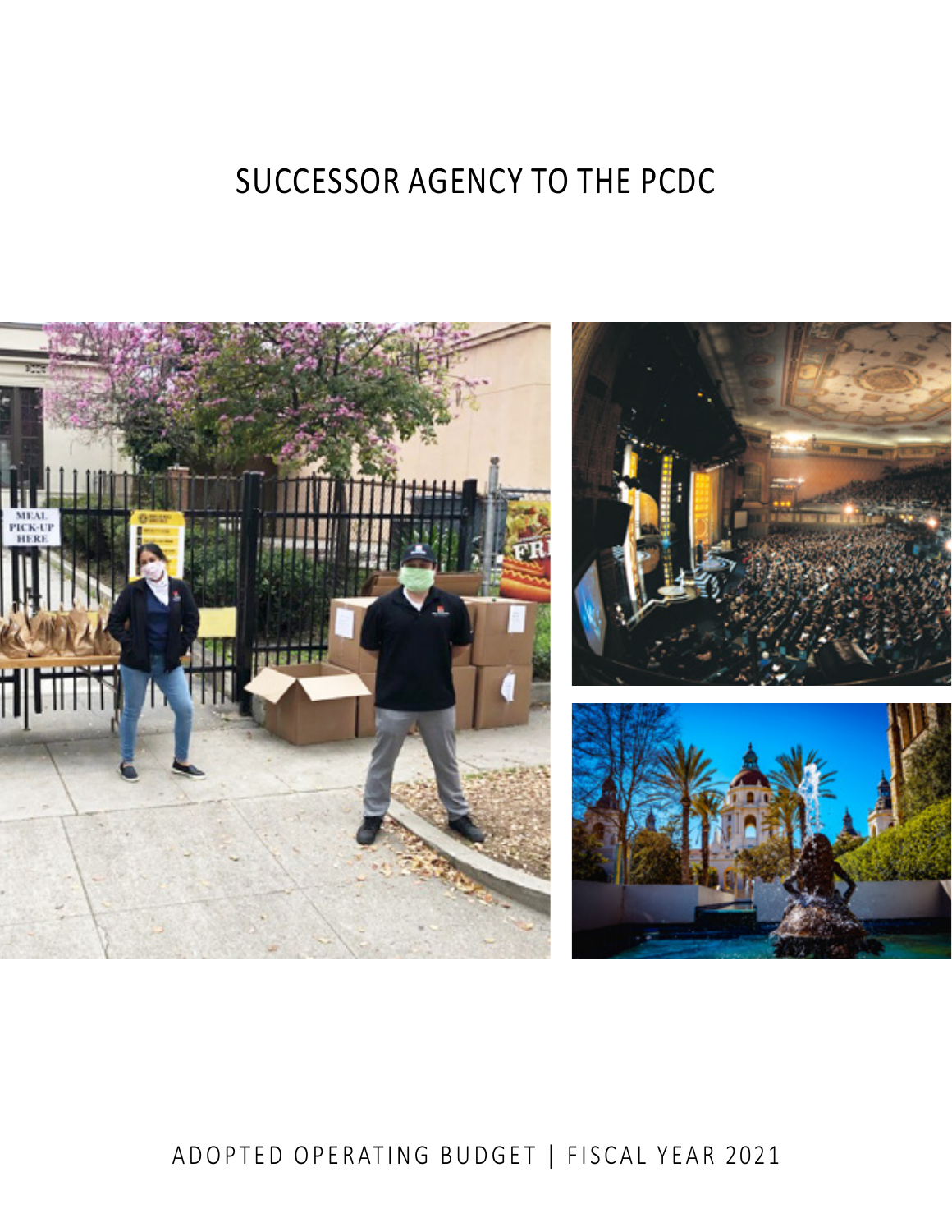# SUCCESSOR AGENCY TO THE PCDC

ADOPTED OPERATING BUDGET | FISCAL YEAR 2021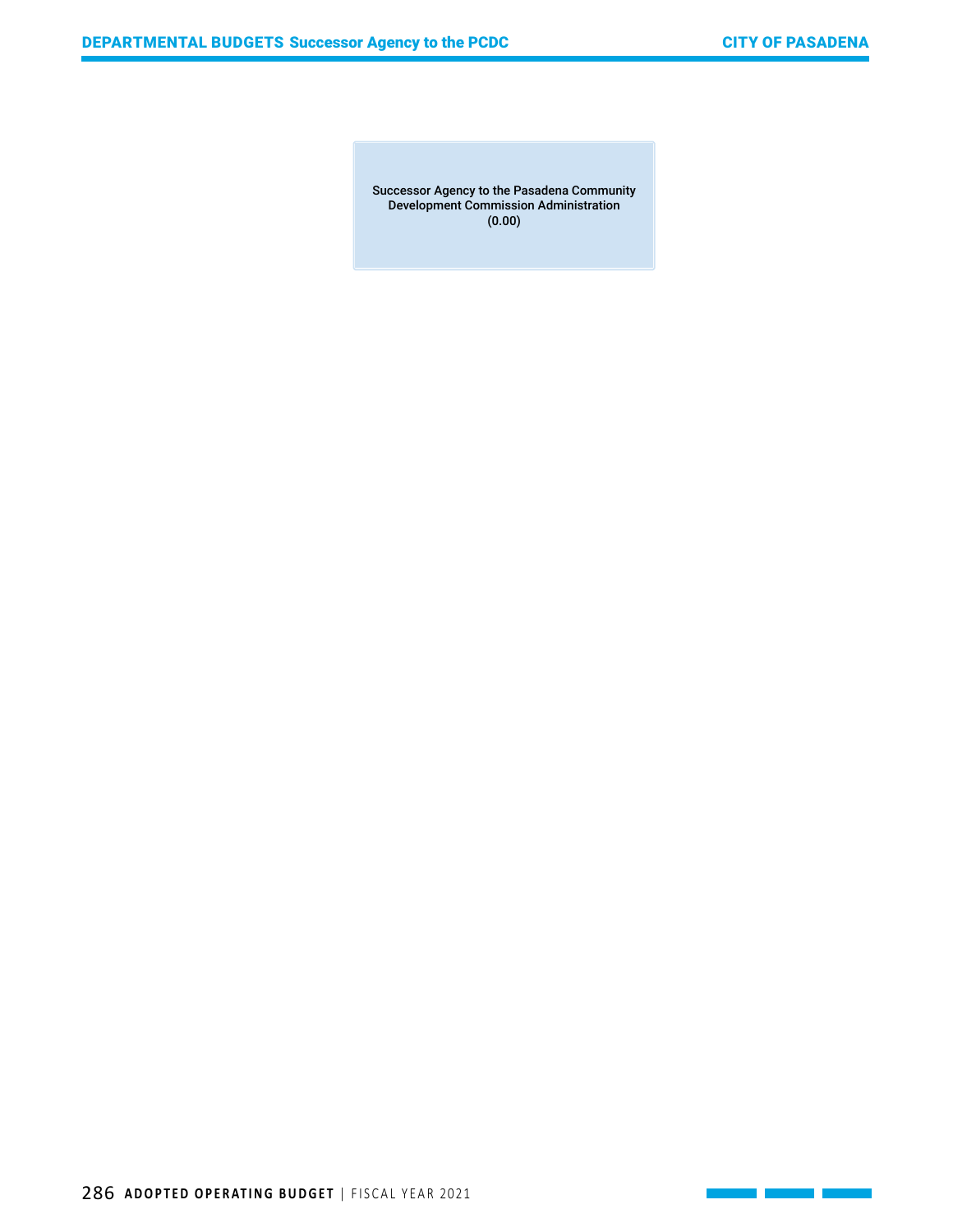Successor Agency to the Pasadena Community Development Commission Administration
(0.00)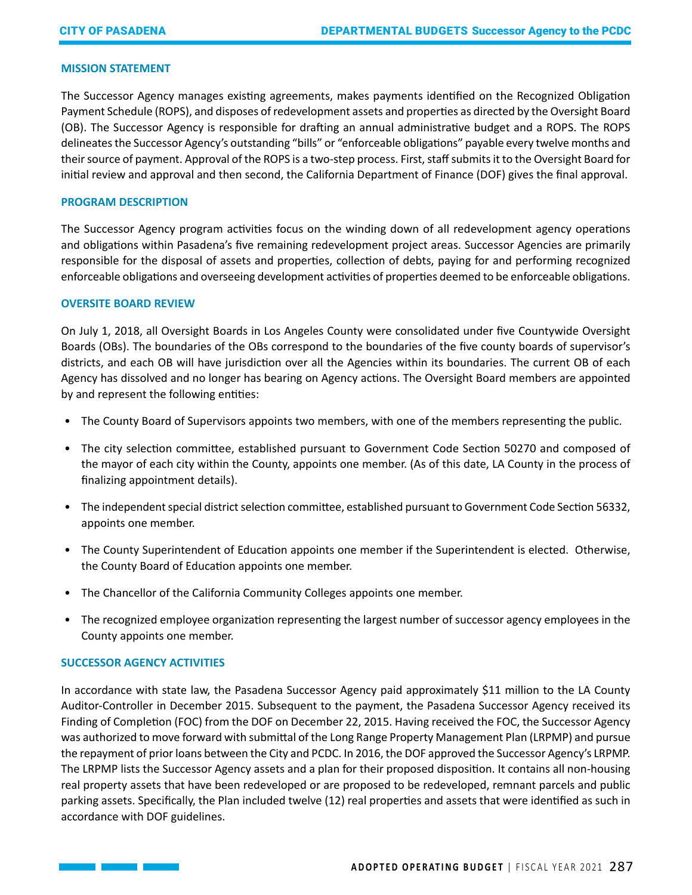## MISSION STATEMENT

The Successor Agency manages existing agreements, makes payments identified on the Recognized Obligation Payment Schedule (ROPS), and disposes of redevelopment assets and properties as directed by the Oversight Board (OB). The Successor Agency is responsible for drafting an annual administrative budget and a ROPS. The ROPS delineates the Successor Agency's outstanding "bills" or "enforceable obligations" payable every twelve months and their source of payment. Approval of the ROPS is a two-step process. First, staff submits it to the Oversight Board for initial review and approval and then second, the California Department of Finance (DOF) gives the final approval.

## PROGRAM DESCRIPTION

The Successor Agency program activities focus on the winding down of all redevelopment agency operations and obligations within Pasadena's five remaining redevelopment project areas. Successor Agencies are primarily responsible for the disposal of assets and properties, collection of debts, paying for and performing recognized enforceable obligations and overseeing development activities of properties deemed to be enforceable obligations.

## OVERSITE BOARD REVIEW

On July 1, 2018, all Oversight Boards in Los Angeles County were consolidated under five Countywide Oversight Boards (OBs). The boundaries of the OBs correspond to the boundaries of the five county boards of supervisor's districts, and each OB will have jurisdiction over all the Agencies within its boundaries. The current OB of each Agency has dissolved and no longer has bearing on Agency actions. The Oversight Board members are appointed by and represent the following entities:

- The County Board of Supervisors appoints two members, with one of the members representing the public.
- The city selection committee, established pursuant to Government Code Section 50270 and composed of the mayor of each city within the County, appoints one member. (As of this date, LA County in the process of finalizing appointment details).
- The independent special district selection committee, established pursuant to Government Code Section 56332, appoints one member.
- The County Superintendent of Education appoints one member if the Superintendent is elected. Otherwise, the County Board of Education appoints one member.
- The Chancellor of the California Community Colleges appoints one member.
- The recognized employee organization representing the largest number of successor agency employees in the County appoints one member.

## SUCCESSOR AGENCY ACTIVITIES

In accordance with state law, the Pasadena Successor Agency paid approximately $11 million to the LA County Auditor-Controller in December 2015. Subsequent to the payment, the Pasadena Successor Agency received its Finding of Completion (FOC) from the DOF on December 22, 2015. Having received the FOC, the Successor Agency was authorized to move forward with submittal of the Long Range Property Management Plan (LRPMP) and pursue the repayment of prior loans between the City and PCDC. In 2016, the DOF approved the Successor Agency's LRPMP. The LRPMP lists the Successor Agency assets and a plan for their proposed disposition. It contains all non-housing real property assets that have been redeveloped or are proposed to be redeveloped, remnant parcels and public parking assets. Specifically, the Plan included twelve (12) real properties and assets that were identified as such in accordance with DOF guidelines.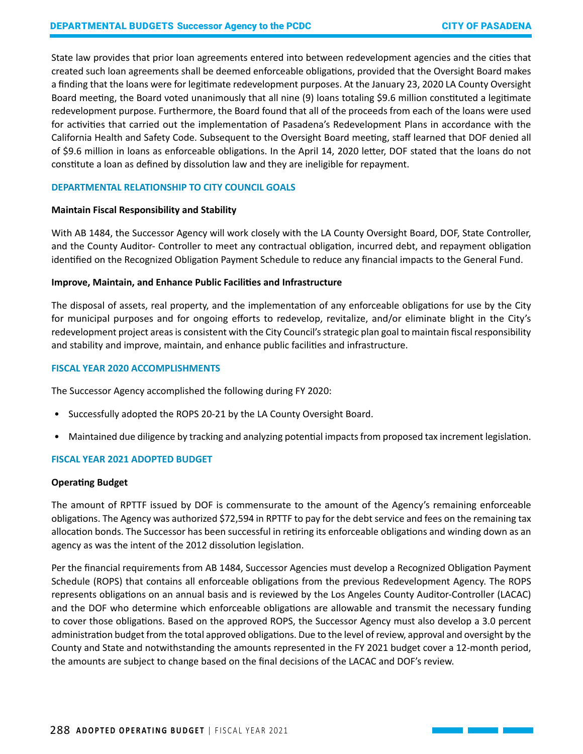State law provides that prior loan agreements entered into between redevelopment agencies and the cities that created such loan agreements shall be deemed enforceable obligations, provided that the Oversight Board makes a finding that the loans were for legitimate redevelopment purposes. At the January 23, 2020 LA County Oversight Board meeting, the Board voted unanimously that all nine (9) loans totaling $9.6 million constituted a legitimate redevelopment purpose. Furthermore, the Board found that all of the proceeds from each of the loans were used for activities that carried out the implementation of Pasadena's Redevelopment Plans in accordance with the California Health and Safety Code. Subsequent to the Oversight Board meeting, staff learned that DOF denied all of $9.6 million in loans as enforceable obligations. In the April 14, 2020 letter, DOF stated that the loans do not constitute a loan as defined by dissolution law and they are ineligible for repayment.

## DEPARTMENTAL RELATIONSHIP TO CITY COUNCIL GOALS

**Maintain Fiscal Responsibility and Stability**

With AB 1484, the Successor Agency will work closely with the LA County Oversight Board, DOF, State Controller, and the County Auditor- Controller to meet any contractual obligation, incurred debt, and repayment obligation identified on the Recognized Obligation Payment Schedule to reduce any financial impacts to the General Fund.

**Improve, Maintain, and Enhance Public Facilities and Infrastructure**

The disposal of assets, real property, and the implementation of any enforceable obligations for use by the City for municipal purposes and for ongoing efforts to redevelop, revitalize, and/or eliminate blight in the City's redevelopment project areas is consistent with the City Council's strategic plan goal to maintain fiscal responsibility and stability and improve, maintain, and enhance public facilities and infrastructure.

## FISCAL YEAR 2020 ACCOMPLISHMENTS

The Successor Agency accomplished the following during FY 2020:

- Successfully adopted the ROPS 20-21 by the LA County Oversight Board.
- Maintained due diligence by tracking and analyzing potential impacts from proposed tax increment legislation.

## FISCAL YEAR 2021 ADOPTED BUDGET

**Operating Budget**

The amount of RPTTF issued by DOF is commensurate to the amount of the Agency's remaining enforceable obligations. The Agency was authorized $72,594 in RPTTF to pay for the debt service and fees on the remaining tax allocation bonds. The Successor has been successful in retiring its enforceable obligations and winding down as an agency as was the intent of the 2012 dissolution legislation.

Per the financial requirements from AB 1484, Successor Agencies must develop a Recognized Obligation Payment Schedule (ROPS) that contains all enforceable obligations from the previous Redevelopment Agency. The ROPS represents obligations on an annual basis and is reviewed by the Los Angeles County Auditor-Controller (LACAC) and the DOF who determine which enforceable obligations are allowable and transmit the necessary funding to cover those obligations. Based on the approved ROPS, the Successor Agency must also develop a 3.0 percent administration budget from the total approved obligations. Due to the level of review, approval and oversight by the County and State and notwithstanding the amounts represented in the FY 2021 budget cover a 12-month period, the amounts are subject to change based on the final decisions of the LACAC and DOF's review.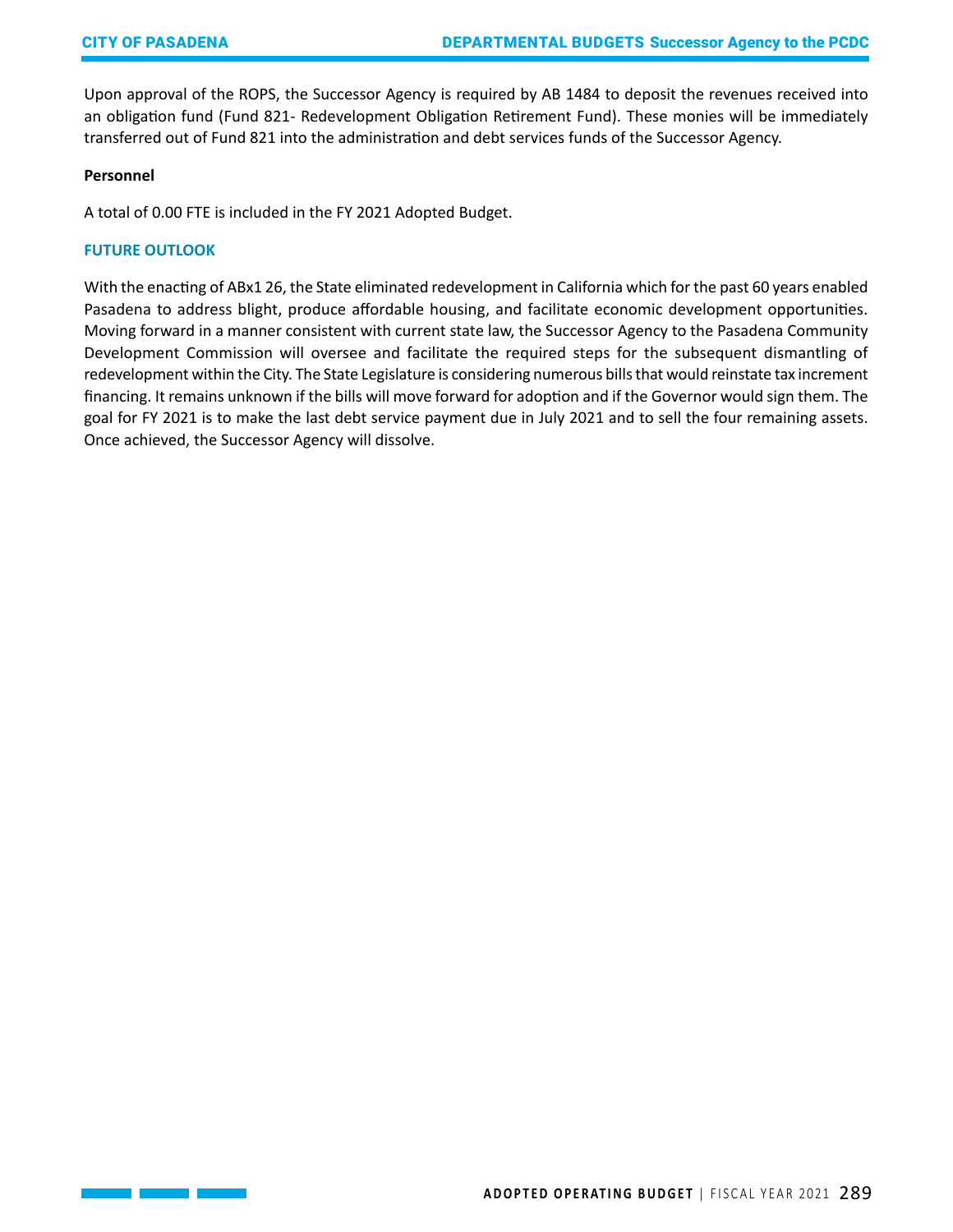Upon approval of the ROPS, the Successor Agency is required by AB 1484 to deposit the revenues received into an obligation fund (Fund 821- Redevelopment Obligation Retirement Fund). These monies will be immediately transferred out of Fund 821 into the administration and debt services funds of the Successor Agency.

**Personnel**

A total of 0.00 FTE is included in the FY 2021 Adopted Budget.

## FUTURE OUTLOOK

With the enacting of ABx1 26, the State eliminated redevelopment in California which for the past 60 years enabled Pasadena to address blight, produce affordable housing, and facilitate economic development opportunities. Moving forward in a manner consistent with current state law, the Successor Agency to the Pasadena Community Development Commission will oversee and facilitate the required steps for the subsequent dismantling of redevelopment within the City. The State Legislature is considering numerous bills that would reinstate tax increment financing. It remains unknown if the bills will move forward for adoption and if the Governor would sign them. The goal for FY 2021 is to make the last debt service payment due in July 2021 and to sell the four remaining assets. Once achieved, the Successor Agency will dissolve.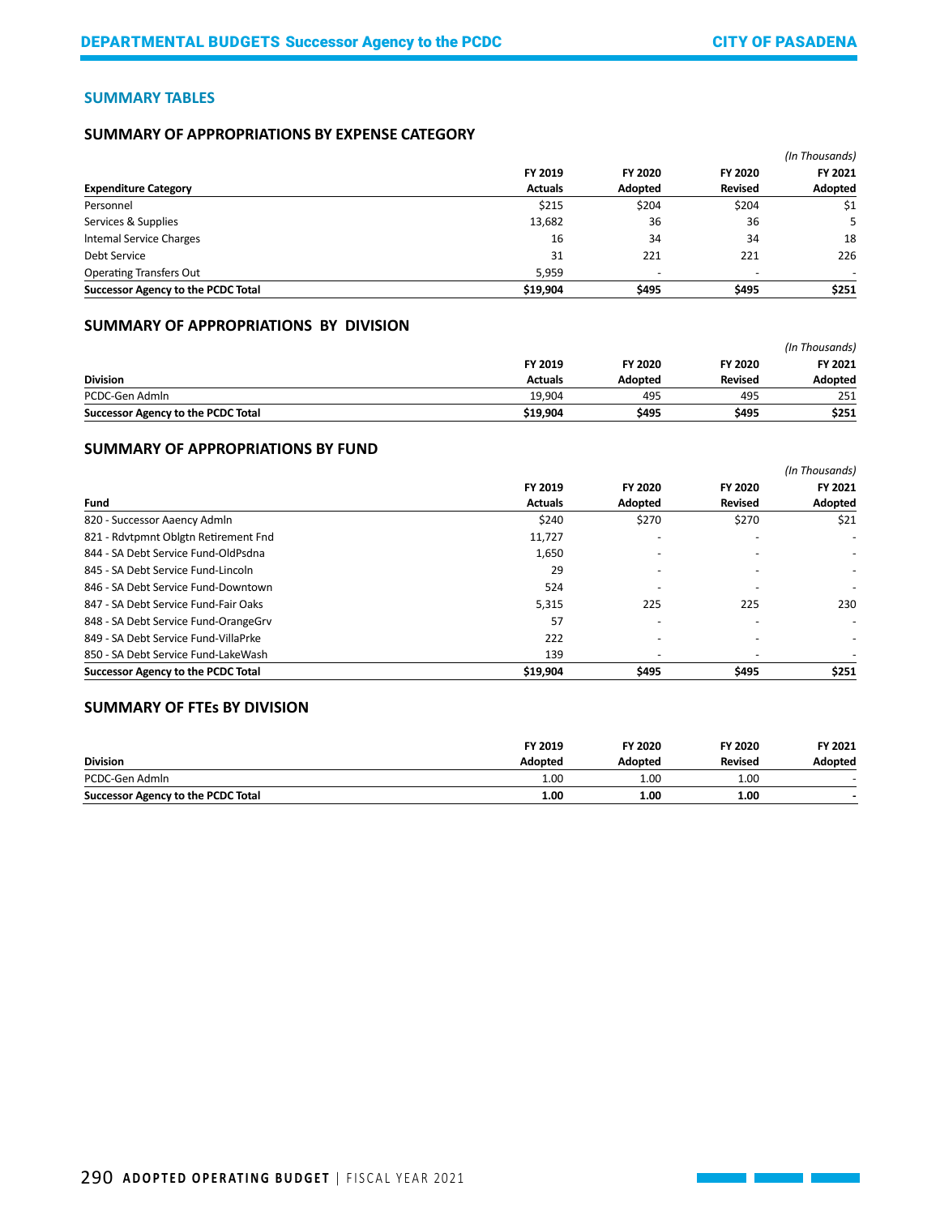## SUMMARY TABLES

### SUMMARY OF APPROPRIATIONS BY EXPENSE CATEGORY

*(In Thousands)*

| Expenditure Category | FY 2019 Actuals | FY 2020 Adopted | FY 2020 Revised | FY 2021 Adopted |
|---|---|---|---|---|
| Personnel | $215 | $204 | $204 | $1 |
| Services & Supplies | 13,682 | 36 | 36 | 5 |
| Intemal Service Charges | 16 | 34 | 34 | 18 |
| Debt Service | 31 | 221 | 221 | 226 |
| Operating Transfers Out | 5,959 | - | - | - |
| **Successor Agency to the PCDC Total** | **$19,904** | **$495** | **$495** | **$251** |

### SUMMARY OF APPROPRIATIONS BY DIVISION

*(In Thousands)*

| Division | FY 2019 Actuals | FY 2020 Adopted | FY 2020 Revised | FY 2021 Adopted |
|---|---|---|---|---|
| PCDC-Gen Admln | 19,904 | 495 | 495 | 251 |
| **Successor Agency to the PCDC Total** | **$19,904** | **$495** | **$495** | **$251** |

### SUMMARY OF APPROPRIATIONS BY FUND

*(In Thousands)*

| Fund | FY 2019 Actuals | FY 2020 Adopted | FY 2020 Revised | FY 2021 Adopted |
|---|---|---|---|---|
| 820 - Successor Aaency Admln | $240 | $270 | $270 | $21 |
| 821 - Rdvtpmnt Oblgtn Retirement Fnd | 11,727 | - | - | - |
| 844 - SA Debt Service Fund-OldPsdna | 1,650 | - | - | - |
| 845 - SA Debt Service Fund-Lincoln | 29 | - | - | - |
| 846 - SA Debt Service Fund-Downtown | 524 | - | - | - |
| 847 - SA Debt Service Fund-Fair Oaks | 5,315 | 225 | 225 | 230 |
| 848 - SA Debt Service Fund-OrangeGrv | 57 | - | - | - |
| 849 - SA Debt Service Fund-VillaPrke | 222 | - | - | - |
| 850 - SA Debt Service Fund-LakeWash | 139 | - | - | - |
| **Successor Agency to the PCDC Total** | **$19,904** | **$495** | **$495** | **$251** |

### SUMMARY OF FTEs BY DIVISION

| Division | FY 2019 Adopted | FY 2020 Adopted | FY 2020 Revised | FY 2021 Adopted |
|---|---|---|---|---|
| PCDC-Gen Admln | 1.00 | 1.00 | 1.00 | - |
| **Successor Agency to the PCDC Total** | **1.00** | **1.00** | **1.00** | **-** |